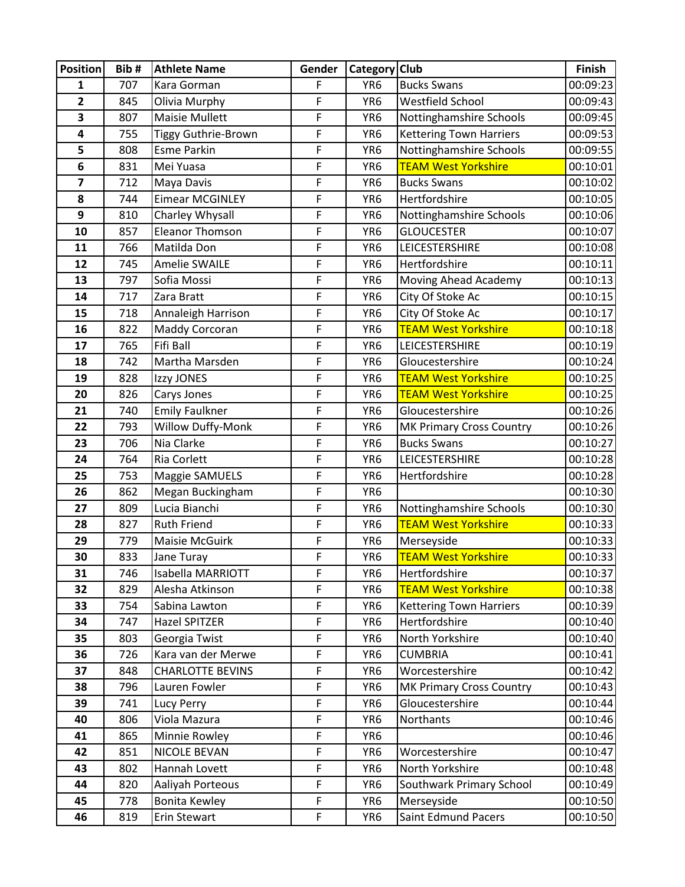| Position | Bib # | Athlete Name | Gender | Category | Club | Finish |
|---|---|---|---|---|---|---|
| 1 | 707 | Kara Gorman | F | YR6 | Bucks Swans | 00:09:23 |
| 2 | 845 | Olivia Murphy | F | YR6 | Westfield School | 00:09:43 |
| 3 | 807 | Maisie Mullett | F | YR6 | Nottinghamshire Schools | 00:09:45 |
| 4 | 755 | Tiggy Guthrie-Brown | F | YR6 | Kettering Town Harriers | 00:09:53 |
| 5 | 808 | Esme Parkin | F | YR6 | Nottinghamshire Schools | 00:09:55 |
| 6 | 831 | Mei Yuasa | F | YR6 | TEAM West Yorkshire | 00:10:01 |
| 7 | 712 | Maya Davis | F | YR6 | Bucks Swans | 00:10:02 |
| 8 | 744 | Eimear MCGINLEY | F | YR6 | Hertfordshire | 00:10:05 |
| 9 | 810 | Charley Whysall | F | YR6 | Nottinghamshire Schools | 00:10:06 |
| 10 | 857 | Eleanor Thomson | F | YR6 | GLOUCESTER | 00:10:07 |
| 11 | 766 | Matilda Don | F | YR6 | LEICESTERSHIRE | 00:10:08 |
| 12 | 745 | Amelie SWAILE | F | YR6 | Hertfordshire | 00:10:11 |
| 13 | 797 | Sofia Mossi | F | YR6 | Moving Ahead Academy | 00:10:13 |
| 14 | 717 | Zara Bratt | F | YR6 | City Of Stoke Ac | 00:10:15 |
| 15 | 718 | Annaleigh Harrison | F | YR6 | City Of Stoke Ac | 00:10:17 |
| 16 | 822 | Maddy Corcoran | F | YR6 | TEAM West Yorkshire | 00:10:18 |
| 17 | 765 | Fifi Ball | F | YR6 | LEICESTERSHIRE | 00:10:19 |
| 18 | 742 | Martha Marsden | F | YR6 | Gloucestershire | 00:10:24 |
| 19 | 828 | Izzy JONES | F | YR6 | TEAM West Yorkshire | 00:10:25 |
| 20 | 826 | Carys Jones | F | YR6 | TEAM West Yorkshire | 00:10:25 |
| 21 | 740 | Emily Faulkner | F | YR6 | Gloucestershire | 00:10:26 |
| 22 | 793 | Willow Duffy-Monk | F | YR6 | MK Primary Cross Country | 00:10:26 |
| 23 | 706 | Nia Clarke | F | YR6 | Bucks Swans | 00:10:27 |
| 24 | 764 | Ria Corlett | F | YR6 | LEICESTERSHIRE | 00:10:28 |
| 25 | 753 | Maggie SAMUELS | F | YR6 | Hertfordshire | 00:10:28 |
| 26 | 862 | Megan Buckingham | F | YR6 | | 00:10:30 |
| 27 | 809 | Lucia Bianchi | F | YR6 | Nottinghamshire Schools | 00:10:30 |
| 28 | 827 | Ruth Friend | F | YR6 | TEAM West Yorkshire | 00:10:33 |
| 29 | 779 | Maisie McGuirk | F | YR6 | Merseyside | 00:10:33 |
| 30 | 833 | Jane Turay | F | YR6 | TEAM West Yorkshire | 00:10:33 |
| 31 | 746 | Isabella MARRIOTT | F | YR6 | Hertfordshire | 00:10:37 |
| 32 | 829 | Alesha Atkinson | F | YR6 | TEAM West Yorkshire | 00:10:38 |
| 33 | 754 | Sabina Lawton | F | YR6 | Kettering Town Harriers | 00:10:39 |
| 34 | 747 | Hazel SPITZER | F | YR6 | Hertfordshire | 00:10:40 |
| 35 | 803 | Georgia Twist | F | YR6 | North Yorkshire | 00:10:40 |
| 36 | 726 | Kara van der Merwe | F | YR6 | CUMBRIA | 00:10:41 |
| 37 | 848 | CHARLOTTE BEVINS | F | YR6 | Worcestershire | 00:10:42 |
| 38 | 796 | Lauren Fowler | F | YR6 | MK Primary Cross Country | 00:10:43 |
| 39 | 741 | Lucy Perry | F | YR6 | Gloucestershire | 00:10:44 |
| 40 | 806 | Viola Mazura | F | YR6 | Northants | 00:10:46 |
| 41 | 865 | Minnie Rowley | F | YR6 | | 00:10:46 |
| 42 | 851 | NICOLE BEVAN | F | YR6 | Worcestershire | 00:10:47 |
| 43 | 802 | Hannah Lovett | F | YR6 | North Yorkshire | 00:10:48 |
| 44 | 820 | Aaliyah Porteous | F | YR6 | Southwark Primary School | 00:10:49 |
| 45 | 778 | Bonita Kewley | F | YR6 | Merseyside | 00:10:50 |
| 46 | 819 | Erin Stewart | F | YR6 | Saint Edmund Pacers | 00:10:50 |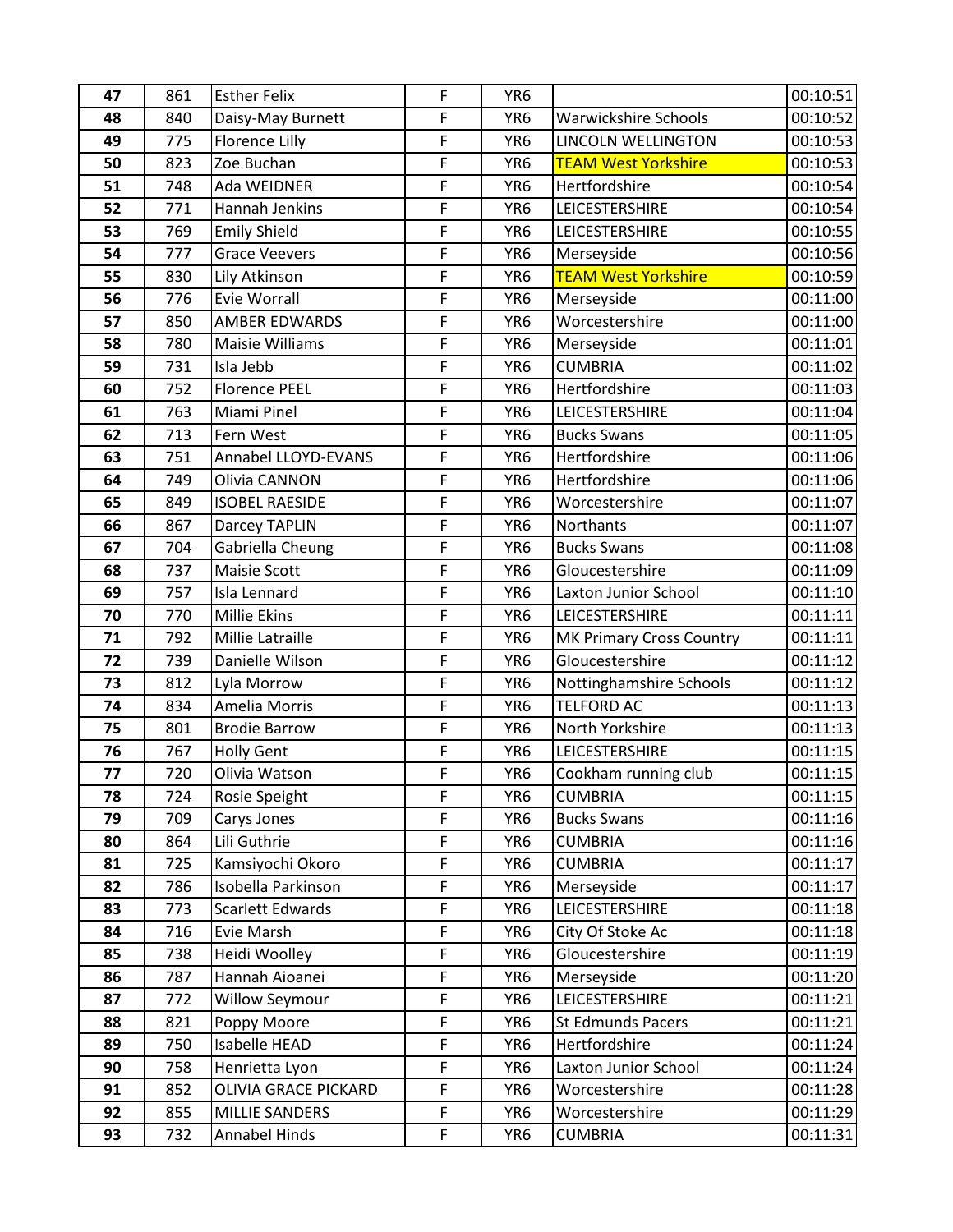| | | | | | | |
|---|---|---|---|---|---|---|
| **47** | 861 | Esther Felix | F | YR6 | | 00:10:51 |
| **48** | 840 | Daisy-May Burnett | F | YR6 | Warwickshire Schools | 00:10:52 |
| **49** | 775 | Florence Lilly | F | YR6 | LINCOLN WELLINGTON | 00:10:53 |
| **50** | 823 | Zoe Buchan | F | YR6 | TEAM West Yorkshire | 00:10:53 |
| **51** | 748 | Ada WEIDNER | F | YR6 | Hertfordshire | 00:10:54 |
| **52** | 771 | Hannah Jenkins | F | YR6 | LEICESTERSHIRE | 00:10:54 |
| **53** | 769 | Emily Shield | F | YR6 | LEICESTERSHIRE | 00:10:55 |
| **54** | 777 | Grace Veevers | F | YR6 | Merseyside | 00:10:56 |
| **55** | 830 | Lily Atkinson | F | YR6 | TEAM West Yorkshire | 00:10:59 |
| **56** | 776 | Evie Worrall | F | YR6 | Merseyside | 00:11:00 |
| **57** | 850 | AMBER EDWARDS | F | YR6 | Worcestershire | 00:11:00 |
| **58** | 780 | Maisie Williams | F | YR6 | Merseyside | 00:11:01 |
| **59** | 731 | Isla Jebb | F | YR6 | CUMBRIA | 00:11:02 |
| **60** | 752 | Florence PEEL | F | YR6 | Hertfordshire | 00:11:03 |
| **61** | 763 | Miami Pinel | F | YR6 | LEICESTERSHIRE | 00:11:04 |
| **62** | 713 | Fern West | F | YR6 | Bucks Swans | 00:11:05 |
| **63** | 751 | Annabel LLOYD-EVANS | F | YR6 | Hertfordshire | 00:11:06 |
| **64** | 749 | Olivia CANNON | F | YR6 | Hertfordshire | 00:11:06 |
| **65** | 849 | ISOBEL RAESIDE | F | YR6 | Worcestershire | 00:11:07 |
| **66** | 867 | Darcey TAPLIN | F | YR6 | Northants | 00:11:07 |
| **67** | 704 | Gabriella Cheung | F | YR6 | Bucks Swans | 00:11:08 |
| **68** | 737 | Maisie Scott | F | YR6 | Gloucestershire | 00:11:09 |
| **69** | 757 | Isla Lennard | F | YR6 | Laxton Junior School | 00:11:10 |
| **70** | 770 | Millie Ekins | F | YR6 | LEICESTERSHIRE | 00:11:11 |
| **71** | 792 | Millie Latraille | F | YR6 | MK Primary Cross Country | 00:11:11 |
| **72** | 739 | Danielle Wilson | F | YR6 | Gloucestershire | 00:11:12 |
| **73** | 812 | Lyla Morrow | F | YR6 | Nottinghamshire Schools | 00:11:12 |
| **74** | 834 | Amelia Morris | F | YR6 | TELFORD AC | 00:11:13 |
| **75** | 801 | Brodie Barrow | F | YR6 | North Yorkshire | 00:11:13 |
| **76** | 767 | Holly Gent | F | YR6 | LEICESTERSHIRE | 00:11:15 |
| **77** | 720 | Olivia Watson | F | YR6 | Cookham running club | 00:11:15 |
| **78** | 724 | Rosie Speight | F | YR6 | CUMBRIA | 00:11:15 |
| **79** | 709 | Carys Jones | F | YR6 | Bucks Swans | 00:11:16 |
| **80** | 864 | Lili Guthrie | F | YR6 | CUMBRIA | 00:11:16 |
| **81** | 725 | Kamsiyochi Okoro | F | YR6 | CUMBRIA | 00:11:17 |
| **82** | 786 | Isobella Parkinson | F | YR6 | Merseyside | 00:11:17 |
| **83** | 773 | Scarlett Edwards | F | YR6 | LEICESTERSHIRE | 00:11:18 |
| **84** | 716 | Evie Marsh | F | YR6 | City Of Stoke Ac | 00:11:18 |
| **85** | 738 | Heidi Woolley | F | YR6 | Gloucestershire | 00:11:19 |
| **86** | 787 | Hannah Aioanei | F | YR6 | Merseyside | 00:11:20 |
| **87** | 772 | Willow Seymour | F | YR6 | LEICESTERSHIRE | 00:11:21 |
| **88** | 821 | Poppy Moore | F | YR6 | St Edmunds Pacers | 00:11:21 |
| **89** | 750 | Isabelle HEAD | F | YR6 | Hertfordshire | 00:11:24 |
| **90** | 758 | Henrietta Lyon | F | YR6 | Laxton Junior School | 00:11:24 |
| **91** | 852 | OLIVIA GRACE PICKARD | F | YR6 | Worcestershire | 00:11:28 |
| **92** | 855 | MILLIE SANDERS | F | YR6 | Worcestershire | 00:11:29 |
| **93** | 732 | Annabel Hinds | F | YR6 | CUMBRIA | 00:11:31 |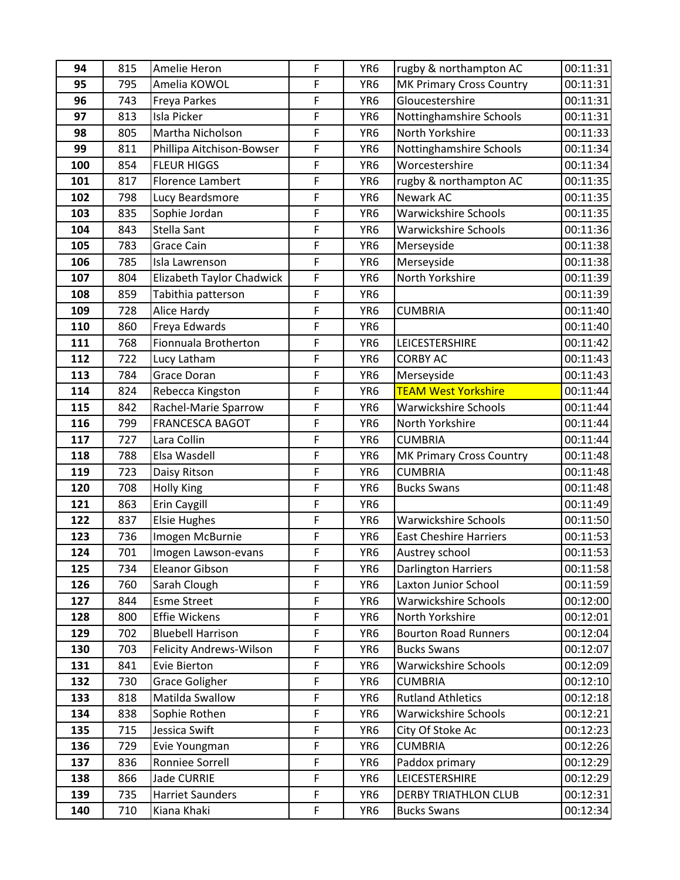| | | | | | | |
|---|---|---|---|---|---|---|
| 94 | 815 | Amelie Heron | F | YR6 | rugby & northampton AC | 00:11:31 |
| 95 | 795 | Amelia KOWOL | F | YR6 | MK Primary Cross Country | 00:11:31 |
| 96 | 743 | Freya Parkes | F | YR6 | Gloucestershire | 00:11:31 |
| 97 | 813 | Isla Picker | F | YR6 | Nottinghamshire Schools | 00:11:31 |
| 98 | 805 | Martha Nicholson | F | YR6 | North Yorkshire | 00:11:33 |
| 99 | 811 | Phillipa Aitchison-Bowser | F | YR6 | Nottinghamshire Schools | 00:11:34 |
| 100 | 854 | FLEUR HIGGS | F | YR6 | Worcestershire | 00:11:34 |
| 101 | 817 | Florence Lambert | F | YR6 | rugby & northampton AC | 00:11:35 |
| 102 | 798 | Lucy Beardsmore | F | YR6 | Newark AC | 00:11:35 |
| 103 | 835 | Sophie Jordan | F | YR6 | Warwickshire Schools | 00:11:35 |
| 104 | 843 | Stella Sant | F | YR6 | Warwickshire Schools | 00:11:36 |
| 105 | 783 | Grace Cain | F | YR6 | Merseyside | 00:11:38 |
| 106 | 785 | Isla Lawrenson | F | YR6 | Merseyside | 00:11:38 |
| 107 | 804 | Elizabeth Taylor Chadwick | F | YR6 | North Yorkshire | 00:11:39 |
| 108 | 859 | Tabithia patterson | F | YR6 | | 00:11:39 |
| 109 | 728 | Alice Hardy | F | YR6 | CUMBRIA | 00:11:40 |
| 110 | 860 | Freya Edwards | F | YR6 | | 00:11:40 |
| 111 | 768 | Fionnuala Brotherton | F | YR6 | LEICESTERSHIRE | 00:11:42 |
| 112 | 722 | Lucy Latham | F | YR6 | CORBY AC | 00:11:43 |
| 113 | 784 | Grace Doran | F | YR6 | Merseyside | 00:11:43 |
| 114 | 824 | Rebecca Kingston | F | YR6 | TEAM West Yorkshire | 00:11:44 |
| 115 | 842 | Rachel-Marie Sparrow | F | YR6 | Warwickshire Schools | 00:11:44 |
| 116 | 799 | FRANCESCA BAGOT | F | YR6 | North Yorkshire | 00:11:44 |
| 117 | 727 | Lara Collin | F | YR6 | CUMBRIA | 00:11:44 |
| 118 | 788 | Elsa Wasdell | F | YR6 | MK Primary Cross Country | 00:11:48 |
| 119 | 723 | Daisy Ritson | F | YR6 | CUMBRIA | 00:11:48 |
| 120 | 708 | Holly King | F | YR6 | Bucks Swans | 00:11:48 |
| 121 | 863 | Erin Caygill | F | YR6 | | 00:11:49 |
| 122 | 837 | Elsie Hughes | F | YR6 | Warwickshire Schools | 00:11:50 |
| 123 | 736 | Imogen McBurnie | F | YR6 | East Cheshire Harriers | 00:11:53 |
| 124 | 701 | Imogen Lawson-evans | F | YR6 | Austrey school | 00:11:53 |
| 125 | 734 | Eleanor Gibson | F | YR6 | Darlington Harriers | 00:11:58 |
| 126 | 760 | Sarah Clough | F | YR6 | Laxton Junior School | 00:11:59 |
| 127 | 844 | Esme Street | F | YR6 | Warwickshire Schools | 00:12:00 |
| 128 | 800 | Effie Wickens | F | YR6 | North Yorkshire | 00:12:01 |
| 129 | 702 | Bluebell Harrison | F | YR6 | Bourton Road Runners | 00:12:04 |
| 130 | 703 | Felicity Andrews-Wilson | F | YR6 | Bucks Swans | 00:12:07 |
| 131 | 841 | Evie Bierton | F | YR6 | Warwickshire Schools | 00:12:09 |
| 132 | 730 | Grace Goligher | F | YR6 | CUMBRIA | 00:12:10 |
| 133 | 818 | Matilda Swallow | F | YR6 | Rutland Athletics | 00:12:18 |
| 134 | 838 | Sophie Rothen | F | YR6 | Warwickshire Schools | 00:12:21 |
| 135 | 715 | Jessica Swift | F | YR6 | City Of Stoke Ac | 00:12:23 |
| 136 | 729 | Evie Youngman | F | YR6 | CUMBRIA | 00:12:26 |
| 137 | 836 | Ronniee Sorrell | F | YR6 | Paddox primary | 00:12:29 |
| 138 | 866 | Jade CURRIE | F | YR6 | LEICESTERSHIRE | 00:12:29 |
| 139 | 735 | Harriet Saunders | F | YR6 | DERBY TRIATHLON CLUB | 00:12:31 |
| 140 | 710 | Kiana Khaki | F | YR6 | Bucks Swans | 00:12:34 |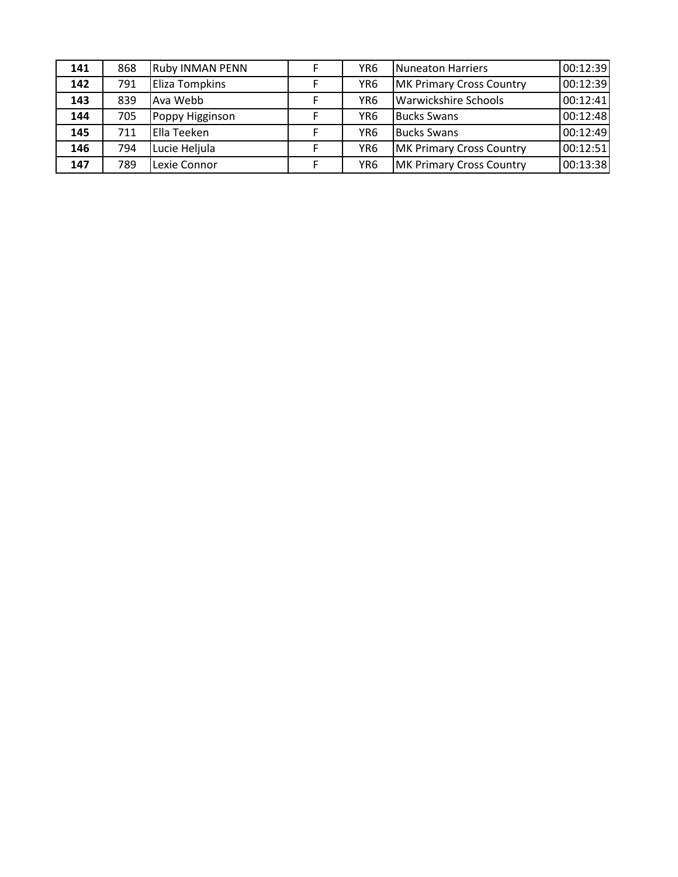| | | | | | | |
|---|---|---|---|---|---|---|
| **141** | 868 | Ruby INMAN PENN | F | YR6 | Nuneaton Harriers | 00:12:39 |
| **142** | 791 | Eliza Tompkins | F | YR6 | MK Primary Cross Country | 00:12:39 |
| **143** | 839 | Ava Webb | F | YR6 | Warwickshire Schools | 00:12:41 |
| **144** | 705 | Poppy Higginson | F | YR6 | Bucks Swans | 00:12:48 |
| **145** | 711 | Ella Teeken | F | YR6 | Bucks Swans | 00:12:49 |
| **146** | 794 | Lucie Heljula | F | YR6 | MK Primary Cross Country | 00:12:51 |
| **147** | 789 | Lexie Connor | F | YR6 | MK Primary Cross Country | 00:13:38 |